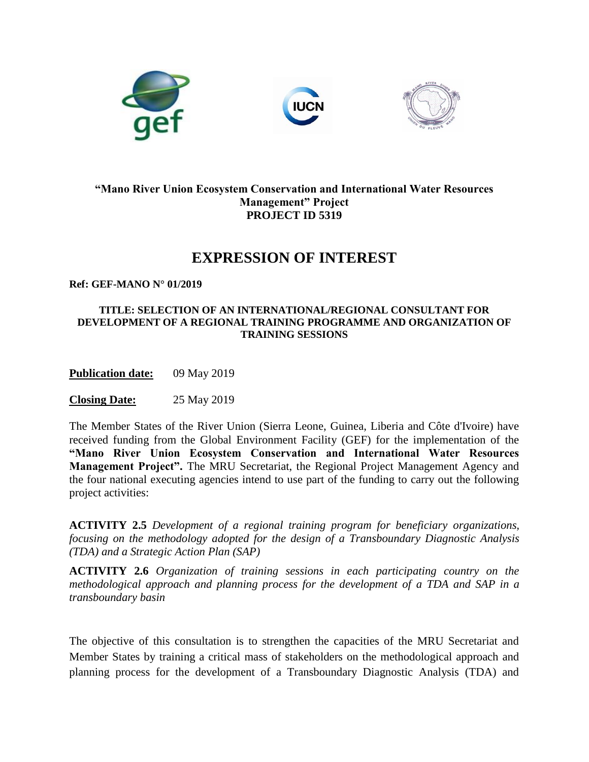**"Mano River Union Ecosystem Conservation and International Water Resources Management" Project**
**PROJECT ID 5319**

# EXPRESSION OF INTEREST

**Ref: GEF-MANO N° 01/2019**

**TITLE: SELECTION OF AN INTERNATIONAL/REGIONAL CONSULTANT FOR DEVELOPMENT OF A REGIONAL TRAINING PROGRAMME AND ORGANIZATION OF TRAINING SESSIONS**

**Publication date:** 09 May 2019

**Closing Date:** 25 May 2019

The Member States of the River Union (Sierra Leone, Guinea, Liberia and Côte d'Ivoire) have received funding from the Global Environment Facility (GEF) for the implementation of the **"Mano River Union Ecosystem Conservation and International Water Resources Management Project".** The MRU Secretariat, the Regional Project Management Agency and the four national executing agencies intend to use part of the funding to carry out the following project activities:

**ACTIVITY 2.5** *Development of a regional training program for beneficiary organizations, focusing on the methodology adopted for the design of a Transboundary Diagnostic Analysis (TDA) and a Strategic Action Plan (SAP)*

**ACTIVITY 2.6** *Organization of training sessions in each participating country on the methodological approach and planning process for the development of a TDA and SAP in a transboundary basin*

The objective of this consultation is to strengthen the capacities of the MRU Secretariat and Member States by training a critical mass of stakeholders on the methodological approach and planning process for the development of a Transboundary Diagnostic Analysis (TDA) and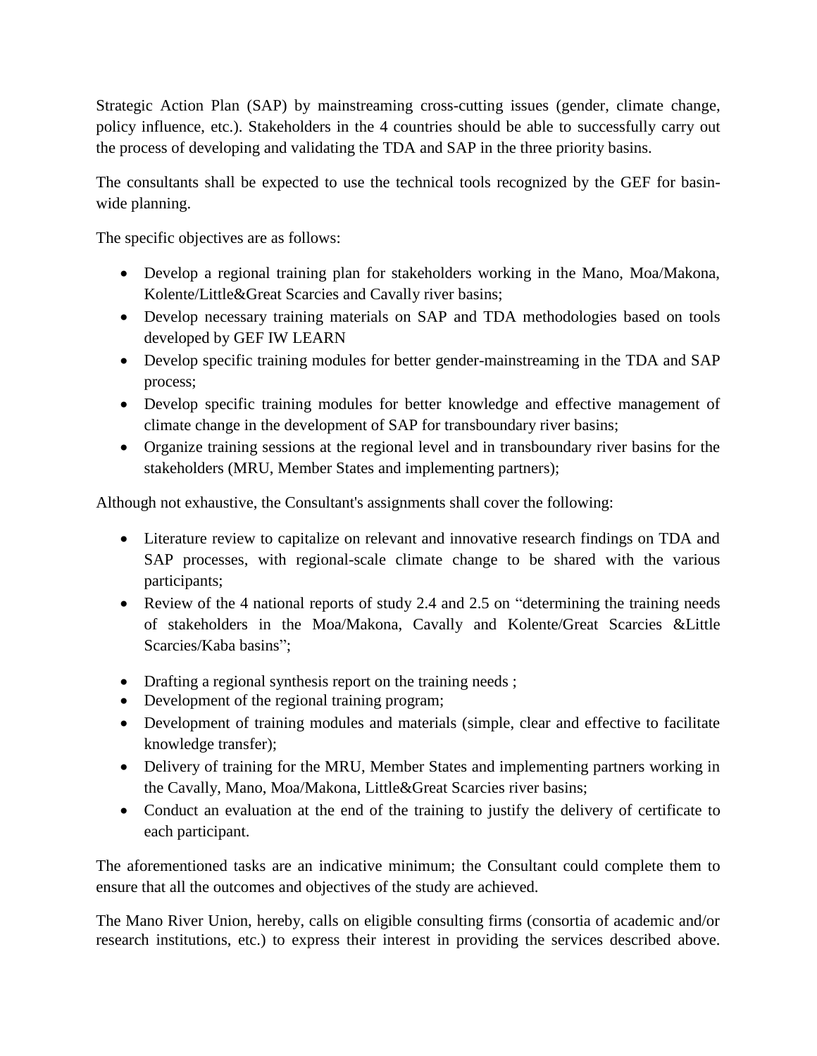Strategic Action Plan (SAP) by mainstreaming cross-cutting issues (gender, climate change, policy influence, etc.). Stakeholders in the 4 countries should be able to successfully carry out the process of developing and validating the TDA and SAP in the three priority basins.

The consultants shall be expected to use the technical tools recognized by the GEF for basin-wide planning.

The specific objectives are as follows:

- Develop a regional training plan for stakeholders working in the Mano, Moa/Makona, Kolente/Little&Great Scarcies and Cavally river basins;
- Develop necessary training materials on SAP and TDA methodologies based on tools developed by GEF IW LEARN
- Develop specific training modules for better gender-mainstreaming in the TDA and SAP process;
- Develop specific training modules for better knowledge and effective management of climate change in the development of SAP for transboundary river basins;
- Organize training sessions at the regional level and in transboundary river basins for the stakeholders (MRU, Member States and implementing partners);

Although not exhaustive, the Consultant's assignments shall cover the following:

- Literature review to capitalize on relevant and innovative research findings on TDA and SAP processes, with regional-scale climate change to be shared with the various participants;
- Review of the 4 national reports of study 2.4 and 2.5 on "determining the training needs of stakeholders in the Moa/Makona, Cavally and Kolente/Great Scarcies &Little Scarcies/Kaba basins";
- Drafting a regional synthesis report on the training needs ;
- Development of the regional training program;
- Development of training modules and materials (simple, clear and effective to facilitate knowledge transfer);
- Delivery of training for the MRU, Member States and implementing partners working in the Cavally, Mano, Moa/Makona, Little&Great Scarcies river basins;
- Conduct an evaluation at the end of the training to justify the delivery of certificate to each participant.

The aforementioned tasks are an indicative minimum; the Consultant could complete them to ensure that all the outcomes and objectives of the study are achieved.

The Mano River Union, hereby, calls on eligible consulting firms (consortia of academic and/or research institutions, etc.) to express their interest in providing the services described above.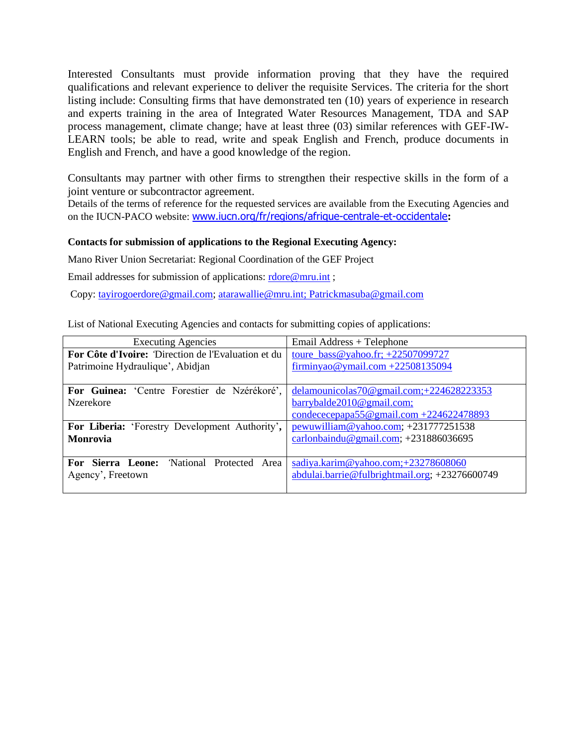Interested Consultants must provide information proving that they have the required qualifications and relevant experience to deliver the requisite Services. The criteria for the short listing include: Consulting firms that have demonstrated ten (10) years of experience in research and experts training in the area of Integrated Water Resources Management, TDA and SAP process management, climate change; have at least three (03) similar references with GEF-IW-LEARN tools; be able to read, write and speak English and French, produce documents in English and French, and have a good knowledge of the region.

Consultants may partner with other firms to strengthen their respective skills in the form of a joint venture or subcontractor agreement.
Details of the terms of reference for the requested services are available from the Executing Agencies and on the IUCN-PACO website: www.iucn.org/fr/regions/afrique-centrale-et-occidentale**:**

**Contacts for submission of applications to the Regional Executing Agency:**

Mano River Union Secretariat: Regional Coordination of the GEF Project

Email addresses for submission of applications: rdore@mru.int ;

Copy: tayirogoerdore@gmail.com; atarawallie@mru.int; Patrickmasuba@gmail.com

List of National Executing Agencies and contacts for submitting copies of applications:

| Executing Agencies | Email Address + Telephone |
|---|---|
| **For Côte d'Ivoire:** 'Direction de l'Evaluation et du Patrimoine Hydraulique', Abidjan | toure_bass@yahoo.fr; +22507099727<br>firminyao@ymail.com +22508135094 |
| **For Guinea:** 'Centre Forestier de Nzérékoré', Nzerekore | delamounicolas70@gmail.com;+224628223353<br>barrybalde2010@gmail.com;<br>condececepapa55@gmail.com +224622478893 |
| **For Liberia:** 'Forestry Development Authority'**, Monrovia** | pewuwilliam@yahoo.com; +231777251538<br>carlonbaindu@gmail.com; +231886036695 |
| **For Sierra Leone:** 'National Protected Area Agency', Freetown | sadiya.karim@yahoo.com;+23278608060<br>abdulai.barrie@fulbrightmail.org; +23276600749 |